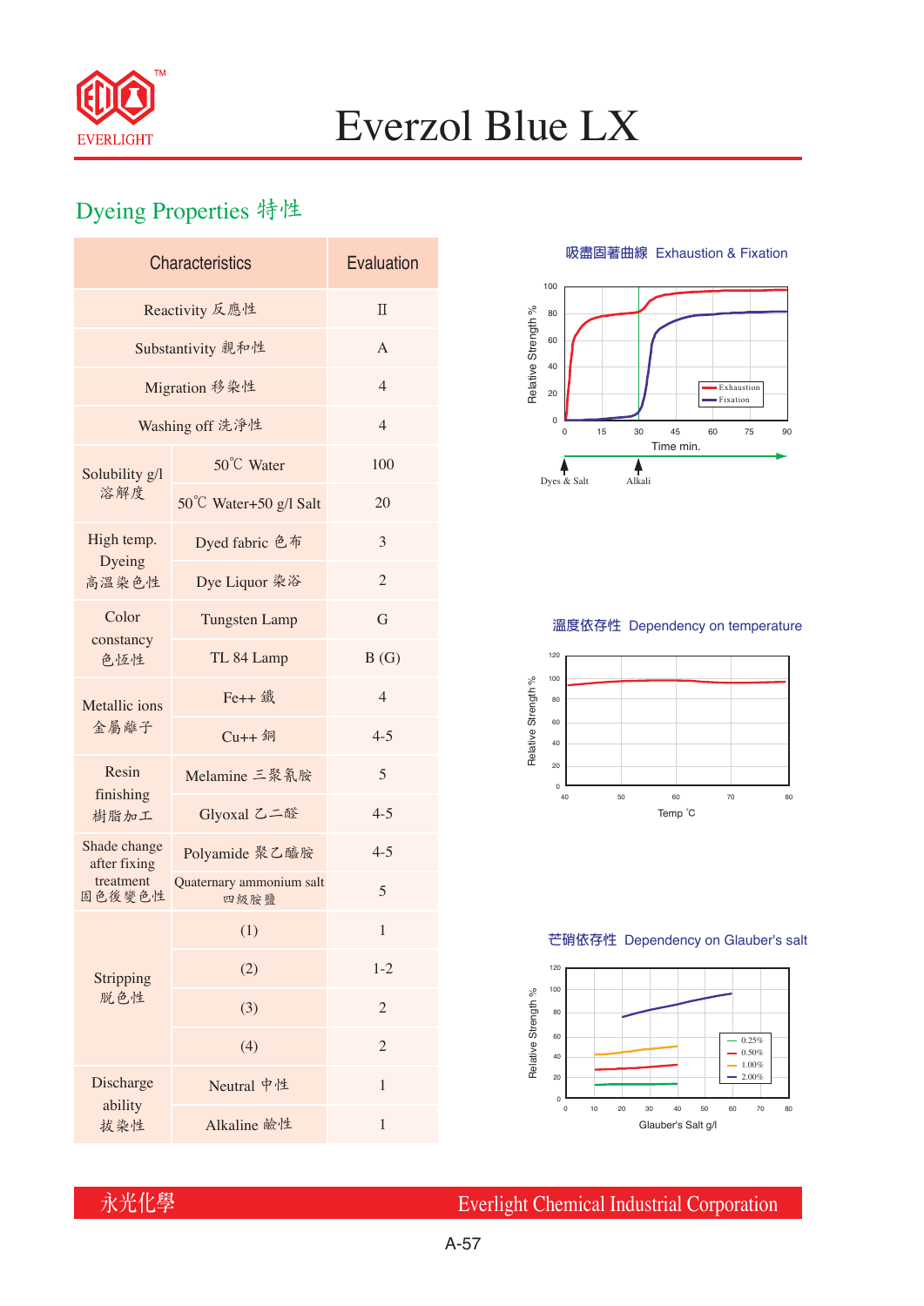# Everzol Blue LX

## Dyeing Properties 特性

| Characteristics | | Evaluation |
|---|---|---|
| Reactivity 反應性 | | II |
| Substantivity 親和性 | | A |
| Migration 移染性 | | 4 |
| Washing off 洗淨性 | | 4 |
| Solubility g/l 溶解度 | 50℃ Water | 100 |
| | 50℃ Water+50 g/l Salt | 20 |
| High temp. Dyeing 高溫染色性 | Dyed fabric 色布 | 3 |
| | Dye Liquor 染浴 | 2 |
| Color constancy 色恆性 | Tungsten Lamp | G |
| | TL 84 Lamp | B (G) |
| Metallic ions 金屬離子 | Fe++ 鐵 | 4 |
| | Cu++ 銅 | 4-5 |
| Resin finishing 樹脂加工 | Melamine 三聚氰胺 | 5 |
| | Glyoxal 乙二醛 | 4-5 |
| Shade change after fixing treatment 固色後變色性 | Polyamide 聚乙醯胺 | 4-5 |
| | Quaternary ammonium salt 四級胺鹽 | 5 |
| Stripping 脫色性 | (1) | 1 |
| | (2) | 1-2 |
| | (3) | 2 |
| | (4) | 2 |
| Discharge ability 拔染性 | Neutral 中性 | 1 |
| | Alkaline 鹼性 | 1 |

吸盡固著曲線 Exhaustion & Fixation

溫度依存性 Dependency on temperature

芒硝依存性 Dependency on Glauber's salt

永光化學 Everlight Chemical Industrial Corporation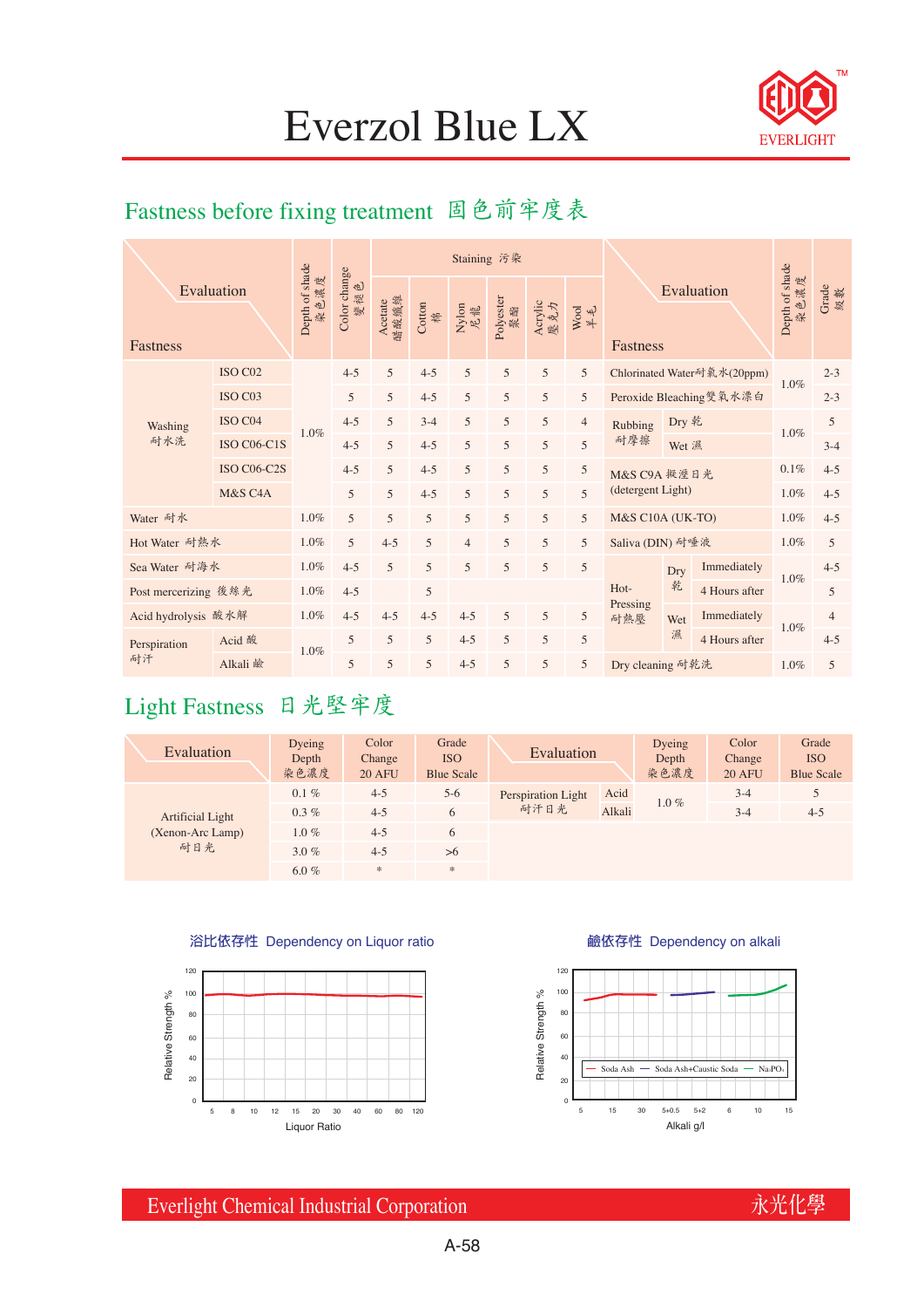# Everzol Blue LX

EVERLIGHT

## Fastness before fixing treatment 固色前牢度表

| Fastness / Evaluation | | Depth of shade 染色濃度 | Color change 變褪色 | Staining 污染: Acetate 醋酸纖維 | Cotton 棉 | Nylon 尼龍 | Polyester 聚酯 | Acrylic 壓克力 | Wool 羊毛 |
|---|---|---|---|---|---|---|---|---|---|
| Washing 耐水洗 | ISO C02 | 1.0% | 4-5 | 5 | 4-5 | 5 | 5 | 5 | 5 |
| | ISO C03 | | 5 | 5 | 4-5 | 5 | 5 | 5 | 5 |
| | ISO C04 | | 4-5 | 5 | 3-4 | 5 | 5 | 5 | 4 |
| | ISO C06-C1S | | 4-5 | 5 | 4-5 | 5 | 5 | 5 | 5 |
| | ISO C06-C2S | | 4-5 | 5 | 4-5 | 5 | 5 | 5 | 5 |
| | M&S C4A | | 5 | 5 | 4-5 | 5 | 5 | 5 | 5 |
| Water 耐水 | | 1.0% | 5 | 5 | 5 | 5 | 5 | 5 | 5 |
| Hot Water 耐熱水 | | 1.0% | 5 | 4-5 | 5 | 4 | 5 | 5 | 5 |
| Sea Water 耐海水 | | 1.0% | 4-5 | 5 | 5 | 5 | 5 | 5 | 5 |
| Post mercerizing 後絲光 | | 1.0% | 4-5 | | 5 | | | | |
| Acid hydrolysis 酸水解 | | 1.0% | 4-5 | 4-5 | 4-5 | 4-5 | 5 | 5 | 5 |
| Perspiration 耐汗 | Acid 酸 | 1.0% | 5 | 5 | 5 | 4-5 | 5 | 5 | 5 |
| | Alkali 鹼 | | 5 | 5 | 5 | 4-5 | 5 | 5 | 5 |

| Fastness / Evaluation | | | Depth of shade 染色濃度 | Grade 級數 |
|---|---|---|---|---|
| Chlorinated Water耐氯水(20ppm) | | | 1.0% | 2-3 |
| Peroxide Bleaching雙氧水漂白 | | | | 2-3 |
| Rubbing 耐摩擦 | Dry 乾 | | 1.0% | 5 |
| | Wet 濕 | | | 3-4 |
| M&S C9A 擬澄日光 (detergent Light) | | | 0.1% | 4-5 |
| | | | 1.0% | 4-5 |
| M&S C10A (UK-TO) | | | 1.0% | 4-5 |
| Saliva (DIN) 耐唾液 | | | 1.0% | 5 |
| Hot-Pressing 耐熱壓 | Dry 乾 | Immediately | 1.0% | 4-5 |
| | | 4 Hours after | | 5 |
| | Wet 濕 | Immediately | 1.0% | 4 |
| | | 4 Hours after | | 4-5 |
| Dry cleaning 耐乾洗 | | | 1.0% | 5 |

## Light Fastness 日光堅牢度

| Evaluation | Dyeing Depth 染色濃度 | Color Change 20 AFU | Grade ISO Blue Scale |
|---|---|---|---|
| Artificial Light (Xenon-Arc Lamp) 耐日光 | 0.1 % | 4-5 | 5-6 |
| | 0.3 % | 4-5 | 6 |
| | 1.0 % | 4-5 | 6 |
| | 3.0 % | 4-5 | >6 |
| | 6.0 % | * | * |

| Evaluation | | Dyeing Depth 染色濃度 | Color Change 20 AFU | Grade ISO Blue Scale |
|---|---|---|---|---|
| Perspiration Light 耐汗日光 | Acid | 1.0 % | 3-4 | 5 |
| | Alkali | | 3-4 | 4-5 |

浴比依存性 Dependency on Liquor ratio

Relative Strength %
120
100
80
60
40
20
0
5 8 10 12 15 20 30 40 60 80 120
Liquor Ratio

鹼依存性 Dependency on alkali

Relative Strength %
120
100
80
60
40
20
0
Soda Ash — Soda Ash+Caustic Soda — $Na_3PO_4$
5 15 30 5+0.5 5+2 6 10 15
Alkali g/l

Everlight Chemical Industrial Corporation 永光化學